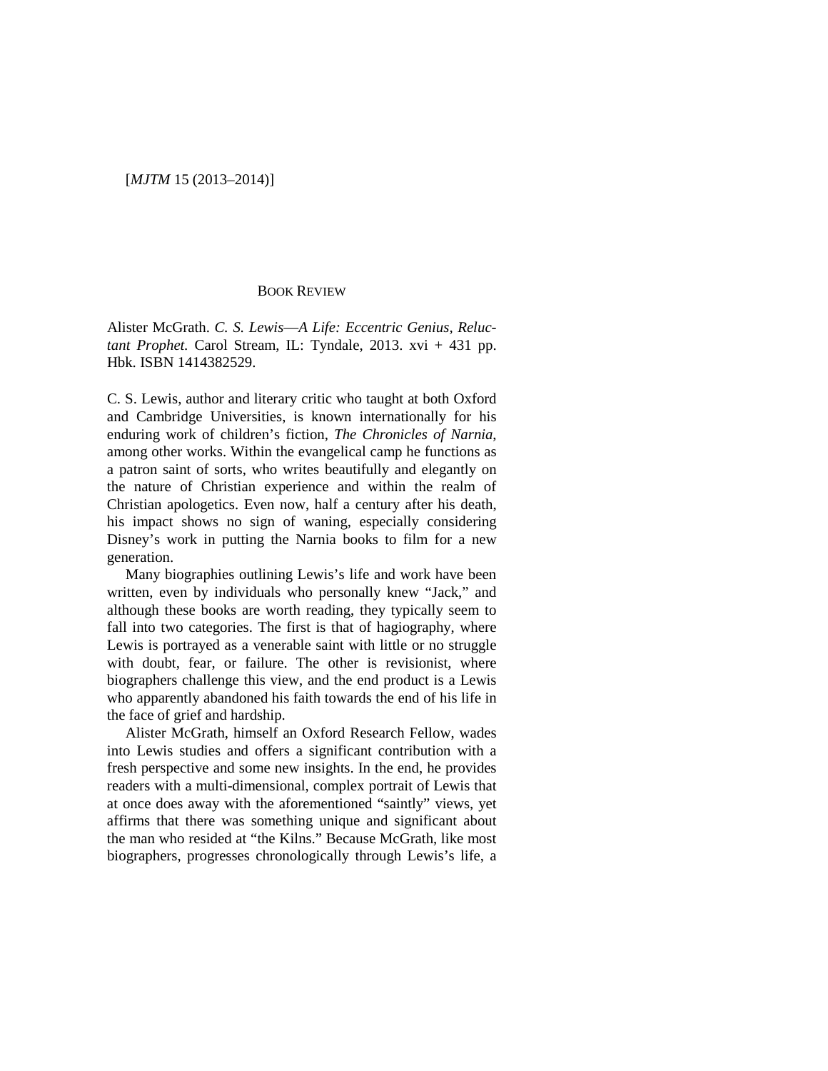## BOOK REVIEW

Alister McGrath. *C. S. Lewis—A Life: Eccentric Genius, Reluctant Prophet*. Carol Stream, IL: Tyndale, 2013. xvi + 431 pp. Hbk. ISBN 1414382529.

C. S. Lewis, author and literary critic who taught at both Oxford and Cambridge Universities, is known internationally for his enduring work of children's fiction, *The Chronicles of Narnia*, among other works. Within the evangelical camp he functions as a patron saint of sorts, who writes beautifully and elegantly on the nature of Christian experience and within the realm of Christian apologetics. Even now, half a century after his death, his impact shows no sign of waning, especially considering Disney's work in putting the Narnia books to film for a new generation.

Many biographies outlining Lewis's life and work have been written, even by individuals who personally knew "Jack," and although these books are worth reading, they typically seem to fall into two categories. The first is that of hagiography, where Lewis is portrayed as a venerable saint with little or no struggle with doubt, fear, or failure. The other is revisionist, where biographers challenge this view, and the end product is a Lewis who apparently abandoned his faith towards the end of his life in the face of grief and hardship.

Alister McGrath, himself an Oxford Research Fellow, wades into Lewis studies and offers a significant contribution with a fresh perspective and some new insights. In the end, he provides readers with a multi-dimensional, complex portrait of Lewis that at once does away with the aforementioned "saintly" views, yet affirms that there was something unique and significant about the man who resided at "the Kilns." Because McGrath, like most biographers, progresses chronologically through Lewis's life, a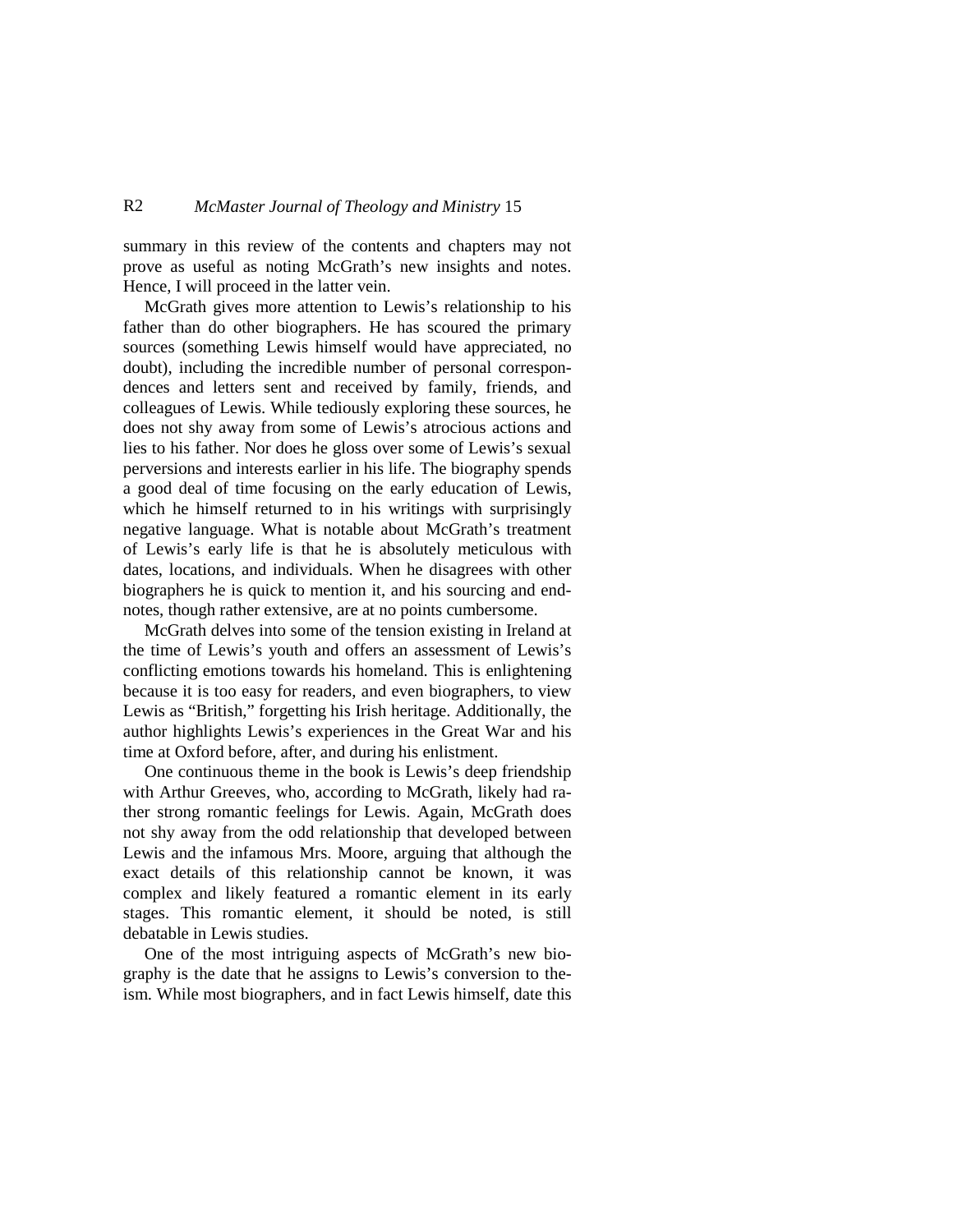summary in this review of the contents and chapters may not prove as useful as noting McGrath's new insights and notes. Hence, I will proceed in the latter vein.

McGrath gives more attention to Lewis's relationship to his father than do other biographers. He has scoured the primary sources (something Lewis himself would have appreciated, no doubt), including the incredible number of personal correspondences and letters sent and received by family, friends, and colleagues of Lewis. While tediously exploring these sources, he does not shy away from some of Lewis's atrocious actions and lies to his father. Nor does he gloss over some of Lewis's sexual perversions and interests earlier in his life. The biography spends a good deal of time focusing on the early education of Lewis, which he himself returned to in his writings with surprisingly negative language. What is notable about McGrath's treatment of Lewis's early life is that he is absolutely meticulous with dates, locations, and individuals. When he disagrees with other biographers he is quick to mention it, and his sourcing and endnotes, though rather extensive, are at no points cumbersome.

McGrath delves into some of the tension existing in Ireland at the time of Lewis's youth and offers an assessment of Lewis's conflicting emotions towards his homeland. This is enlightening because it is too easy for readers, and even biographers, to view Lewis as "British," forgetting his Irish heritage. Additionally, the author highlights Lewis's experiences in the Great War and his time at Oxford before, after, and during his enlistment.

One continuous theme in the book is Lewis's deep friendship with Arthur Greeves, who, according to McGrath, likely had rather strong romantic feelings for Lewis. Again, McGrath does not shy away from the odd relationship that developed between Lewis and the infamous Mrs. Moore, arguing that although the exact details of this relationship cannot be known, it was complex and likely featured a romantic element in its early stages. This romantic element, it should be noted, is still debatable in Lewis studies.

One of the most intriguing aspects of McGrath's new biography is the date that he assigns to Lewis's conversion to theism. While most biographers, and in fact Lewis himself, date this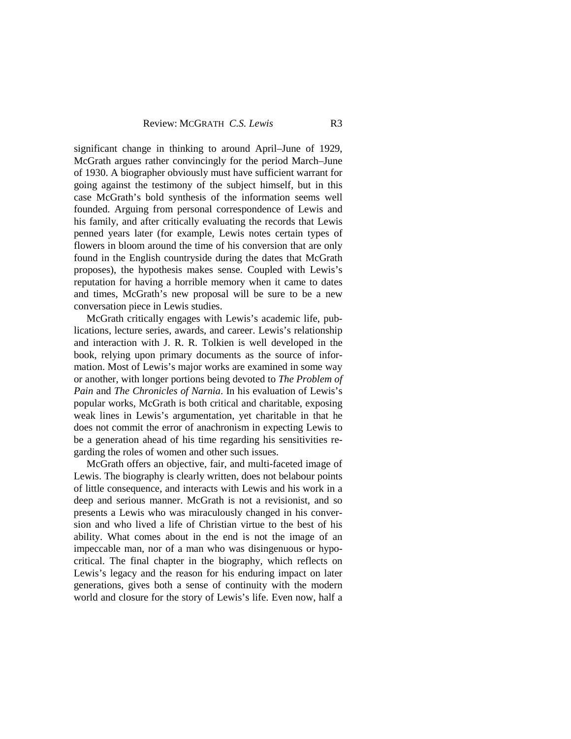significant change in thinking to around April–June of 1929, McGrath argues rather convincingly for the period March–June of 1930. A biographer obviously must have sufficient warrant for going against the testimony of the subject himself, but in this case McGrath's bold synthesis of the information seems well founded. Arguing from personal correspondence of Lewis and his family, and after critically evaluating the records that Lewis penned years later (for example, Lewis notes certain types of flowers in bloom around the time of his conversion that are only found in the English countryside during the dates that McGrath proposes), the hypothesis makes sense. Coupled with Lewis's reputation for having a horrible memory when it came to dates and times, McGrath's new proposal will be sure to be a new conversation piece in Lewis studies.

McGrath critically engages with Lewis's academic life, publications, lecture series, awards, and career. Lewis's relationship and interaction with J. R. R. Tolkien is well developed in the book, relying upon primary documents as the source of information. Most of Lewis's major works are examined in some way or another, with longer portions being devoted to *The Problem of Pain* and *The Chronicles of Narnia*. In his evaluation of Lewis's popular works, McGrath is both critical and charitable, exposing weak lines in Lewis's argumentation, yet charitable in that he does not commit the error of anachronism in expecting Lewis to be a generation ahead of his time regarding his sensitivities regarding the roles of women and other such issues.

McGrath offers an objective, fair, and multi-faceted image of Lewis. The biography is clearly written, does not belabour points of little consequence, and interacts with Lewis and his work in a deep and serious manner. McGrath is not a revisionist, and so presents a Lewis who was miraculously changed in his conversion and who lived a life of Christian virtue to the best of his ability. What comes about in the end is not the image of an impeccable man, nor of a man who was disingenuous or hypocritical. The final chapter in the biography, which reflects on Lewis's legacy and the reason for his enduring impact on later generations, gives both a sense of continuity with the modern world and closure for the story of Lewis's life. Even now, half a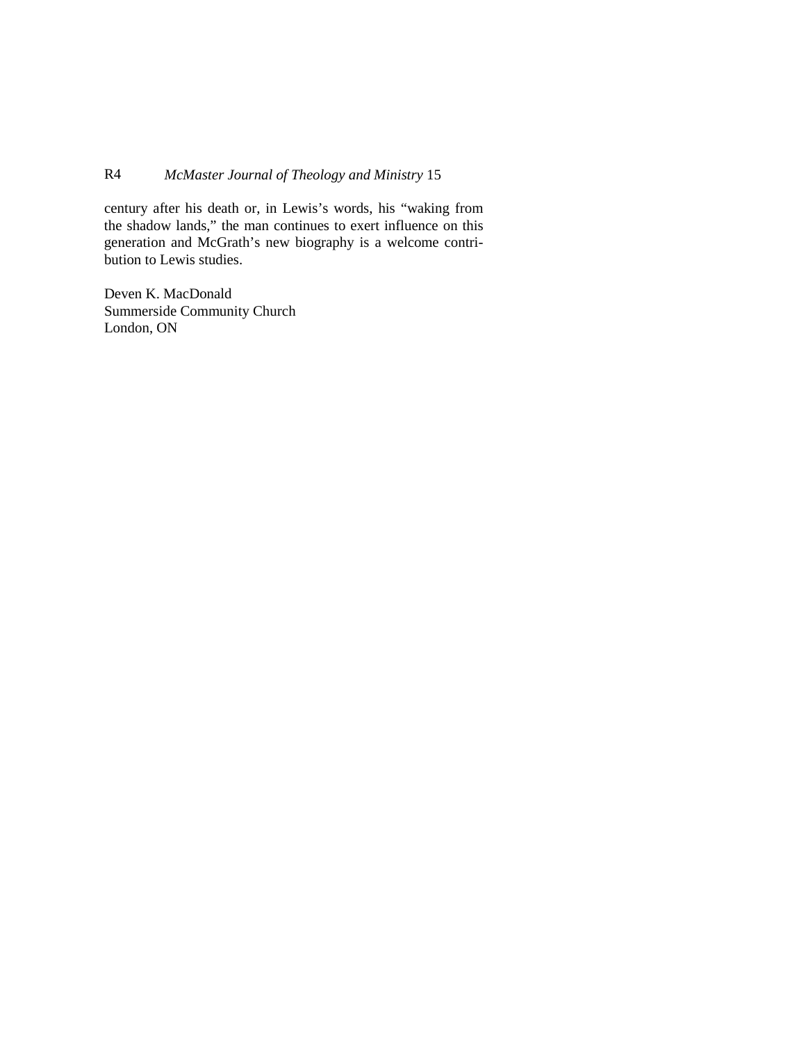century after his death or, in Lewis's words, his "waking from the shadow lands," the man continues to exert influence on this generation and McGrath's new biography is a welcome contribution to Lewis studies.

Deven K. MacDonald
Summerside Community Church
London, ON